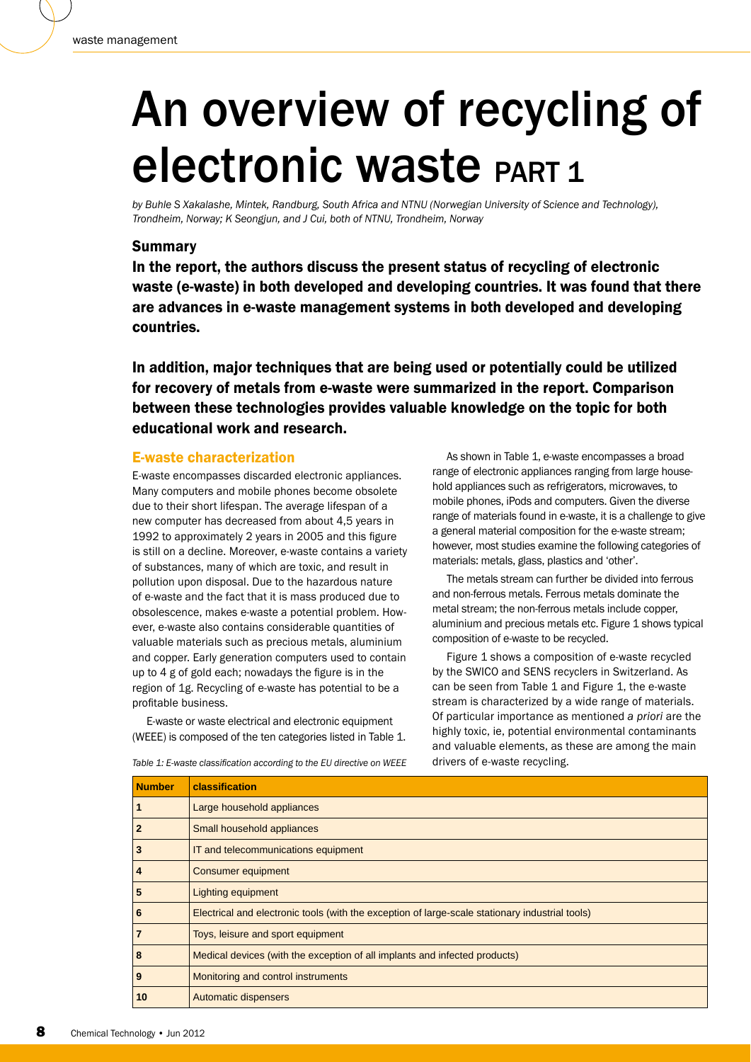# An overview of recycling of electronic waste PART 1

*by Buhle S Xakalashe, Mintek, Randburg, South Africa and NTNU (Norwegian University of Science and Technology), Trondheim, Norway; K Seongjun, and J Cui, both of NTNU, Trondheim, Norway*

## Summary

**In the report, the authors discuss the present status of recycling of electronic waste (e-waste) in both developed and developing countries. It was found that there are advances in e-waste management systems in both developed and developing countries.**

**In addition, major techniques that are being used or potentially could be utilized for recovery of metals from e-waste were summarized in the report. Comparison between these technologies provides valuable knowledge on the topic for both educational work and research.**

## E-waste characterization

E-waste encompasses discarded electronic appliances. Many computers and mobile phones become obsolete due to their short lifespan. The average lifespan of a new computer has decreased from about 4,5 years in 1992 to approximately 2 years in 2005 and this figure is still on a decline. Moreover, e-waste contains a variety of substances, many of which are toxic, and result in pollution upon disposal. Due to the hazardous nature of e-waste and the fact that it is mass produced due to obsolescence, makes e-waste a potential problem. However, e-waste also contains considerable quantities of valuable materials such as precious metals, aluminium and copper. Early generation computers used to contain up to 4 g of gold each; nowadays the figure is in the region of 1g. Recycling of e-waste has potential to be a profitable business.

E-waste or waste electrical and electronic equipment (WEEE) is composed of the ten categories listed in Table 1.

As shown in Table 1, e-waste encompasses a broad range of electronic appliances ranging from large household appliances such as refrigerators, microwaves, to mobile phones, iPods and computers. Given the diverse range of materials found in e-waste, it is a challenge to give a general material composition for the e-waste stream; however, most studies examine the following categories of materials: metals, glass, plastics and 'other'.

The metals stream can further be divided into ferrous and non-ferrous metals. Ferrous metals dominate the metal stream; the non-ferrous metals include copper, aluminium and precious metals etc. Figure 1 shows typical composition of e-waste to be recycled.

Figure 1 shows a composition of e-waste recycled by the SWICO and SENS recyclers in Switzerland. As can be seen from Table 1 and Figure 1, the e-waste stream is characterized by a wide range of materials. Of particular importance as mentioned *a priori* are the highly toxic, ie, potential environmental contaminants and valuable elements, as these are among the main drivers of e-waste recycling.

*Table 1: E-waste classification according to the EU directive on WEEE*

| Number | classification |
|---|---|
| 1 | Large household appliances |
| 2 | Small household appliances |
| 3 | IT and telecommunications equipment |
| 4 | Consumer equipment |
| 5 | Lighting equipment |
| 6 | Electrical and electronic tools (with the exception of large-scale stationary industrial tools) |
| 7 | Toys, leisure and sport equipment |
| 8 | Medical devices (with the exception of all implants and infected products) |
| 9 | Monitoring and control instruments |
| 10 | Automatic dispensers |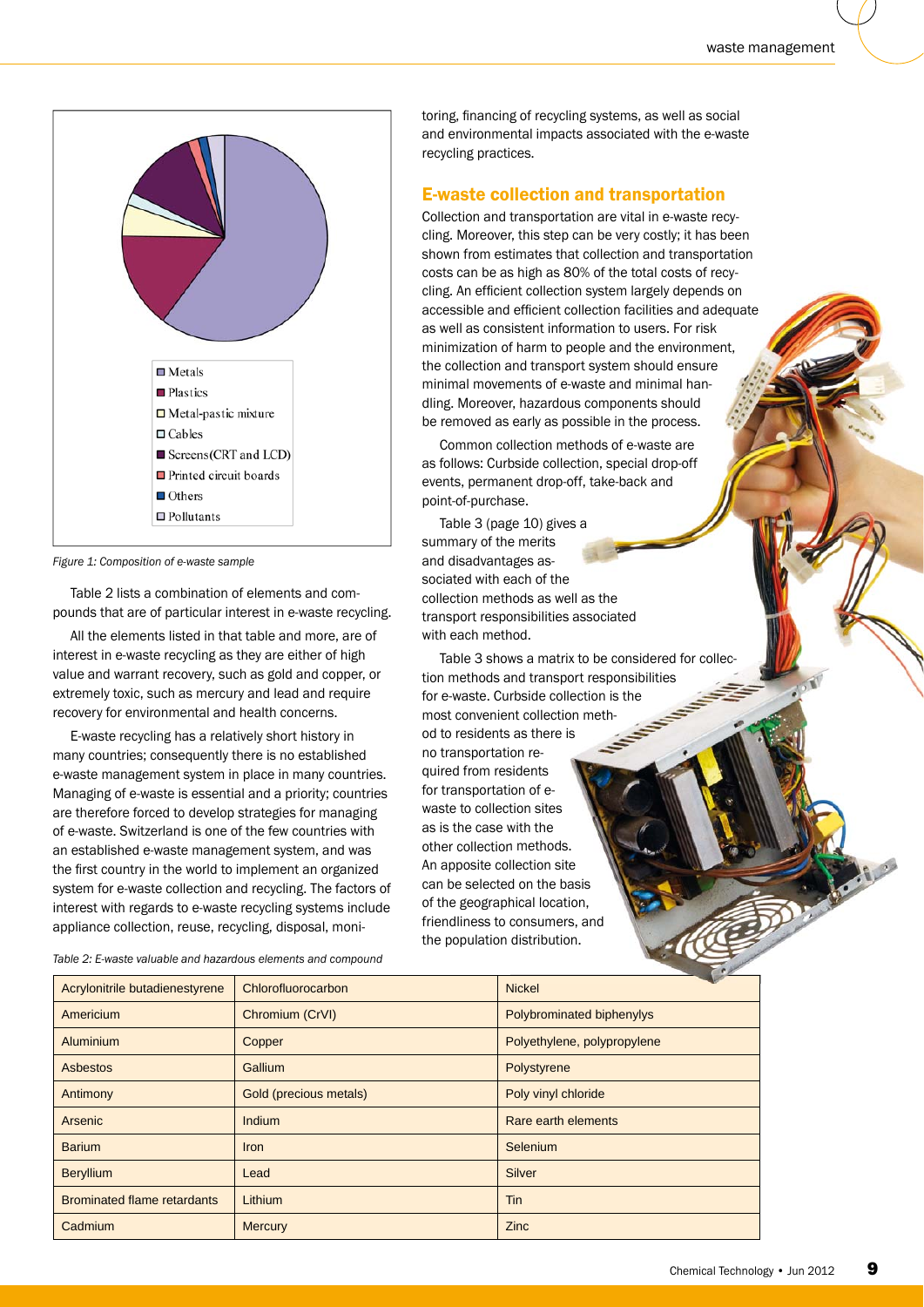Figure 1: Composition of e-waste sample

Table 2 lists a combination of elements and compounds that are of particular interest in e-waste recycling.

All the elements listed in that table and more, are of interest in e-waste recycling as they are either of high value and warrant recovery, such as gold and copper, or extremely toxic, such as mercury and lead and require recovery for environmental and health concerns.

E-waste recycling has a relatively short history in many countries; consequently there is no established e-waste management system in place in many countries. Managing of e-waste is essential and a priority; countries are therefore forced to develop strategies for managing of e-waste. Switzerland is one of the few countries with an established e-waste management system, and was the first country in the world to implement an organized system for e-waste collection and recycling. The factors of interest with regards to e-waste recycling systems include appliance collection, reuse, recycling, disposal, monitoring, financing of recycling systems, as well as social and environmental impacts associated with the e-waste recycling practices.

## E-waste collection and transportation

Collection and transportation are vital in e-waste recycling. Moreover, this step can be very costly; it has been shown from estimates that collection and transportation costs can be as high as 80% of the total costs of recycling. An efficient collection system largely depends on accessible and efficient collection facilities and adequate as well as consistent information to users. For risk minimization of harm to people and the environment, the collection and transport system should ensure minimal movements of e-waste and minimal handling. Moreover, hazardous components should be removed as early as possible in the process.

Common collection methods of e-waste are as follows: Curbside collection, special drop-off events, permanent drop-off, take-back and point-of-purchase.

Table 3 (page 10) gives a summary of the merits and disadvantages associated with each of the collection methods as well as the transport responsibilities associated with each method.

Table 3 shows a matrix to be considered for collection methods and transport responsibilities for e-waste. Curbside collection is the most convenient collection method to residents as there is no transportation required from residents for transportation of e-waste to collection sites as is the case with the other collection methods. An apposite collection site can be selected on the basis of the geographical location, friendliness to consumers, and the population distribution.

Table 2: E-waste valuable and hazardous elements and compound

| Acrylonitrile butadienestyrene | Chlorofluorocarbon | Nickel |
|---|---|---|
| Americium | Chromium (CrVI) | Polybrominated biphenylys |
| Aluminium | Copper | Polyethylene, polypropylene |
| Asbestos | Gallium | Polystyrene |
| Antimony | Gold (precious metals) | Poly vinyl chloride |
| Arsenic | Indium | Rare earth elements |
| Barium | Iron | Selenium |
| Beryllium | Lead | Silver |
| Brominated flame retardants | Lithium | Tin |
| Cadmium | Mercury | Zinc |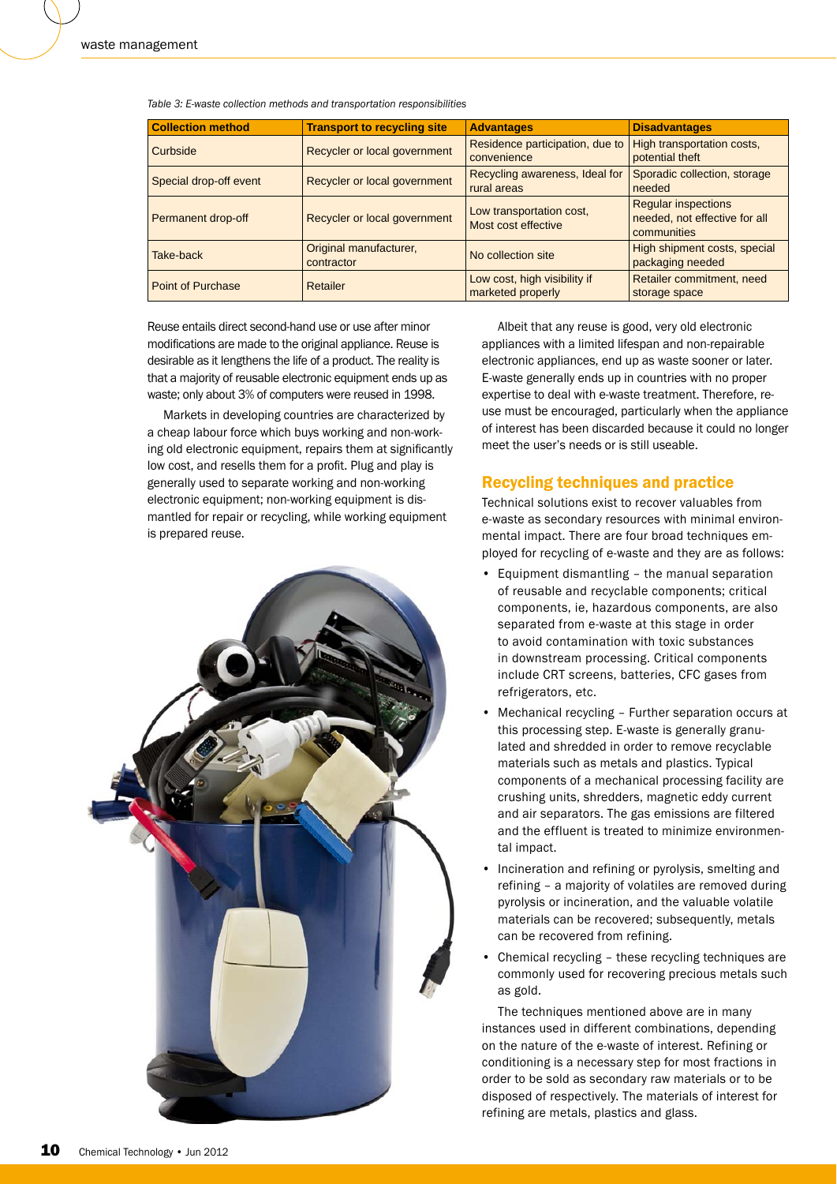*Table 3: E-waste collection methods and transportation responsibilities*

| Collection method | Transport to recycling site | Advantages | Disadvantages |
|---|---|---|---|
| Curbside | Recycler or local government | Residence participation, due to convenience | High transportation costs, potential theft |
| Special drop-off event | Recycler or local government | Recycling awareness, Ideal for rural areas | Sporadic collection, storage needed |
| Permanent drop-off | Recycler or local government | Low transportation cost, Most cost effective | Regular inspections needed, not effective for all communities |
| Take-back | Original manufacturer, contractor | No collection site | High shipment costs, special packaging needed |
| Point of Purchase | Retailer | Low cost, high visibility if marketed properly | Retailer commitment, need storage space |

Reuse entails direct second-hand use or use after minor modifications are made to the original appliance. Reuse is desirable as it lengthens the life of a product. The reality is that a majority of reusable electronic equipment ends up as waste; only about 3% of computers were reused in 1998.

Markets in developing countries are characterized by a cheap labour force which buys working and non-working old electronic equipment, repairs them at significantly low cost, and resells them for a profit. Plug and play is generally used to separate working and non-working electronic equipment; non-working equipment is dismantled for repair or recycling, while working equipment is prepared reuse.

Albeit that any reuse is good, very old electronic appliances with a limited lifespan and non-repairable electronic appliances, end up as waste sooner or later. E-waste generally ends up in countries with no proper expertise to deal with e-waste treatment. Therefore, reuse must be encouraged, particularly when the appliance of interest has been discarded because it could no longer meet the user's needs or is still useable.

## Recycling techniques and practice

Technical solutions exist to recover valuables from e-waste as secondary resources with minimal environmental impact. There are four broad techniques employed for recycling of e-waste and they are as follows:

- Equipment dismantling – the manual separation of reusable and recyclable components; critical components, ie, hazardous components, are also separated from e-waste at this stage in order to avoid contamination with toxic substances in downstream processing. Critical components include CRT screens, batteries, CFC gases from refrigerators, etc.
- Mechanical recycling – Further separation occurs at this processing step. E-waste is generally granulated and shredded in order to remove recyclable materials such as metals and plastics. Typical components of a mechanical processing facility are crushing units, shredders, magnetic eddy current and air separators. The gas emissions are filtered and the effluent is treated to minimize environmental impact.
- Incineration and refining or pyrolysis, smelting and refining – a majority of volatiles are removed during pyrolysis or incineration, and the valuable volatile materials can be recovered; subsequently, metals can be recovered from refining.
- Chemical recycling – these recycling techniques are commonly used for recovering precious metals such as gold.

The techniques mentioned above are in many instances used in different combinations, depending on the nature of the e-waste of interest. Refining or conditioning is a necessary step for most fractions in order to be sold as secondary raw materials or to be disposed of respectively. The materials of interest for refining are metals, plastics and glass.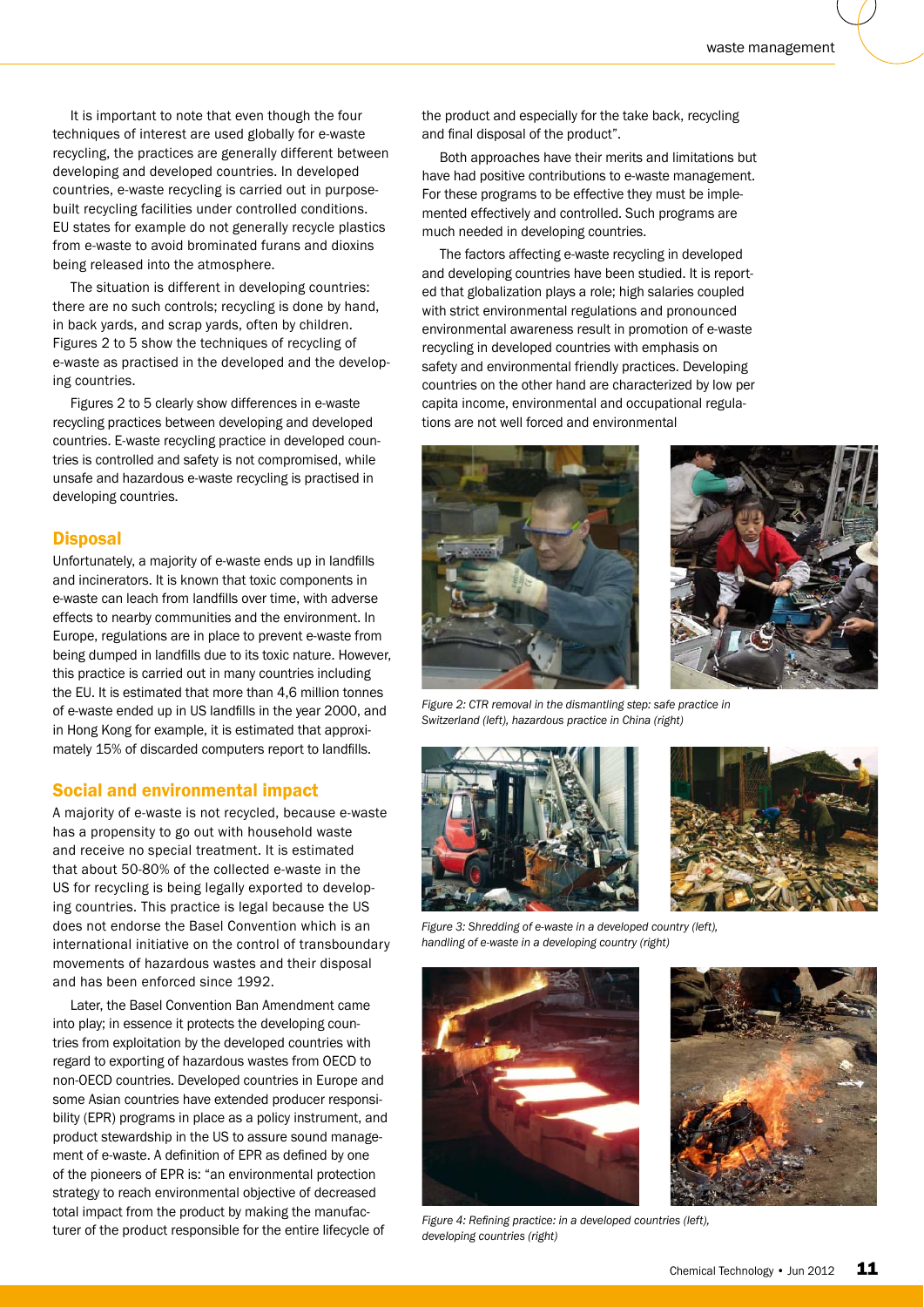It is important to note that even though the four techniques of interest are used globally for e-waste recycling, the practices are generally different between developing and developed countries. In developed countries, e-waste recycling is carried out in purpose-built recycling facilities under controlled conditions. EU states for example do not generally recycle plastics from e-waste to avoid brominated furans and dioxins being released into the atmosphere.

The situation is different in developing countries: there are no such controls; recycling is done by hand, in back yards, and scrap yards, often by children. Figures 2 to 5 show the techniques of recycling of e-waste as practised in the developed and the developing countries.

Figures 2 to 5 clearly show differences in e-waste recycling practices between developing and developed countries. E-waste recycling practice in developed countries is controlled and safety is not compromised, while unsafe and hazardous e-waste recycling is practised in developing countries.

## Disposal

Unfortunately, a majority of e-waste ends up in landfills and incinerators. It is known that toxic components in e-waste can leach from landfills over time, with adverse effects to nearby communities and the environment. In Europe, regulations are in place to prevent e-waste from being dumped in landfills due to its toxic nature. However, this practice is carried out in many countries including the EU. It is estimated that more than 4,6 million tonnes of e-waste ended up in US landfills in the year 2000, and in Hong Kong for example, it is estimated that approximately 15% of discarded computers report to landfills.

## Social and environmental impact

A majority of e-waste is not recycled, because e-waste has a propensity to go out with household waste and receive no special treatment. It is estimated that about 50-80% of the collected e-waste in the US for recycling is being legally exported to developing countries. This practice is legal because the US does not endorse the Basel Convention which is an international initiative on the control of transboundary movements of hazardous wastes and their disposal and has been enforced since 1992.

Later, the Basel Convention Ban Amendment came into play; in essence it protects the developing countries from exploitation by the developed countries with regard to exporting of hazardous wastes from OECD to non-OECD countries. Developed countries in Europe and some Asian countries have extended producer responsibility (EPR) programs in place as a policy instrument, and product stewardship in the US to assure sound management of e-waste. A definition of EPR as defined by one of the pioneers of EPR is: "an environmental protection strategy to reach environmental objective of decreased total impact from the product by making the manufacturer of the product responsible for the entire lifecycle of the product and especially for the take back, recycling and final disposal of the product".

Both approaches have their merits and limitations but have had positive contributions to e-waste management. For these programs to be effective they must be implemented effectively and controlled. Such programs are much needed in developing countries.

The factors affecting e-waste recycling in developed and developing countries have been studied. It is reported that globalization plays a role; high salaries coupled with strict environmental regulations and pronounced environmental awareness result in promotion of e-waste recycling in developed countries with emphasis on safety and environmental friendly practices. Developing countries on the other hand are characterized by low per capita income, environmental and occupational regulations are not well forced and environmental

*Figure 2: CTR removal in the dismantling step: safe practice in Switzerland (left), hazardous practice in China (right)*

*Figure 3: Shredding of e-waste in a developed country (left), handling of e-waste in a developing country (right)*

*Figure 4: Refining practice: in a developed countries (left), developing countries (right)*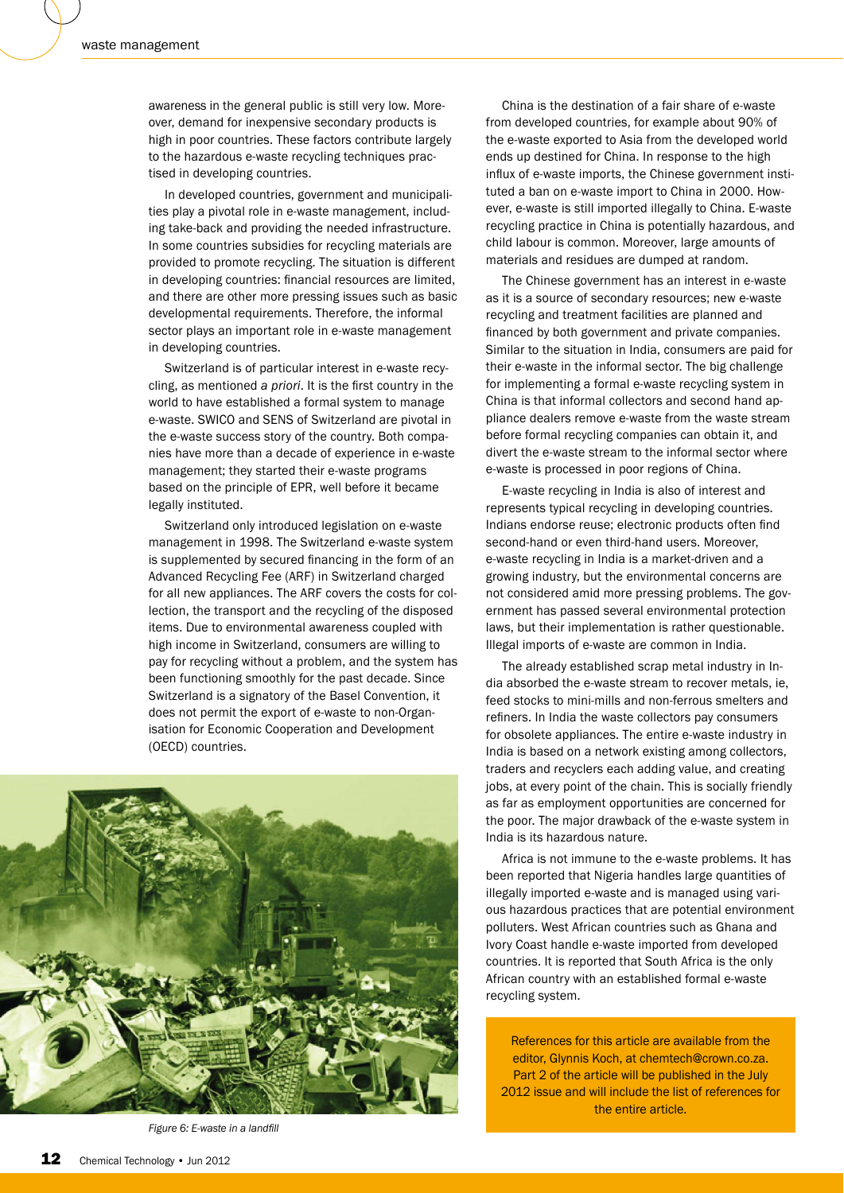awareness in the general public is still very low. Moreover, demand for inexpensive secondary products is high in poor countries. These factors contribute largely to the hazardous e-waste recycling techniques practised in developing countries.

In developed countries, government and municipalities play a pivotal role in e-waste management, including take-back and providing the needed infrastructure. In some countries subsidies for recycling materials are provided to promote recycling. The situation is different in developing countries: financial resources are limited, and there are other more pressing issues such as basic developmental requirements. Therefore, the informal sector plays an important role in e-waste management in developing countries.

Switzerland is of particular interest in e-waste recycling, as mentioned *a priori*. It is the first country in the world to have established a formal system to manage e-waste. SWICO and SENS of Switzerland are pivotal in the e-waste success story of the country. Both companies have more than a decade of experience in e-waste management; they started their e-waste programs based on the principle of EPR, well before it became legally instituted.

Switzerland only introduced legislation on e-waste management in 1998. The Switzerland e-waste system is supplemented by secured financing in the form of an Advanced Recycling Fee (ARF) in Switzerland charged for all new appliances. The ARF covers the costs for collection, the transport and the recycling of the disposed items. Due to environmental awareness coupled with high income in Switzerland, consumers are willing to pay for recycling without a problem, and the system has been functioning smoothly for the past decade. Since Switzerland is a signatory of the Basel Convention, it does not permit the export of e-waste to non-Organisation for Economic Cooperation and Development (OECD) countries.

Figure 6: E-waste in a landfill

China is the destination of a fair share of e-waste from developed countries, for example about 90% of the e-waste exported to Asia from the developed world ends up destined for China. In response to the high influx of e-waste imports, the Chinese government instituted a ban on e-waste import to China in 2000. However, e-waste is still imported illegally to China. E-waste recycling practice in China is potentially hazardous, and child labour is common. Moreover, large amounts of materials and residues are dumped at random.

The Chinese government has an interest in e-waste as it is a source of secondary resources; new e-waste recycling and treatment facilities are planned and financed by both government and private companies. Similar to the situation in India, consumers are paid for their e-waste in the informal sector. The big challenge for implementing a formal e-waste recycling system in China is that informal collectors and second hand appliance dealers remove e-waste from the waste stream before formal recycling companies can obtain it, and divert the e-waste stream to the informal sector where e-waste is processed in poor regions of China.

E-waste recycling in India is also of interest and represents typical recycling in developing countries. Indians endorse reuse; electronic products often find second-hand or even third-hand users. Moreover, e-waste recycling in India is a market-driven and a growing industry, but the environmental concerns are not considered amid more pressing problems. The government has passed several environmental protection laws, but their implementation is rather questionable. Illegal imports of e-waste are common in India.

The already established scrap metal industry in India absorbed the e-waste stream to recover metals, ie, feed stocks to mini-mills and non-ferrous smelters and refiners. In India the waste collectors pay consumers for obsolete appliances. The entire e-waste industry in India is based on a network existing among collectors, traders and recyclers each adding value, and creating jobs, at every point of the chain. This is socially friendly as far as employment opportunities are concerned for the poor. The major drawback of the e-waste system in India is its hazardous nature.

Africa is not immune to the e-waste problems. It has been reported that Nigeria handles large quantities of illegally imported e-waste and is managed using various hazardous practices that are potential environment polluters. West African countries such as Ghana and Ivory Coast handle e-waste imported from developed countries. It is reported that South Africa is the only African country with an established formal e-waste recycling system.

References for this article are available from the editor, Glynnis Koch, at chemtech@crown.co.za. Part 2 of the article will be published in the July 2012 issue and will include the list of references for the entire article.